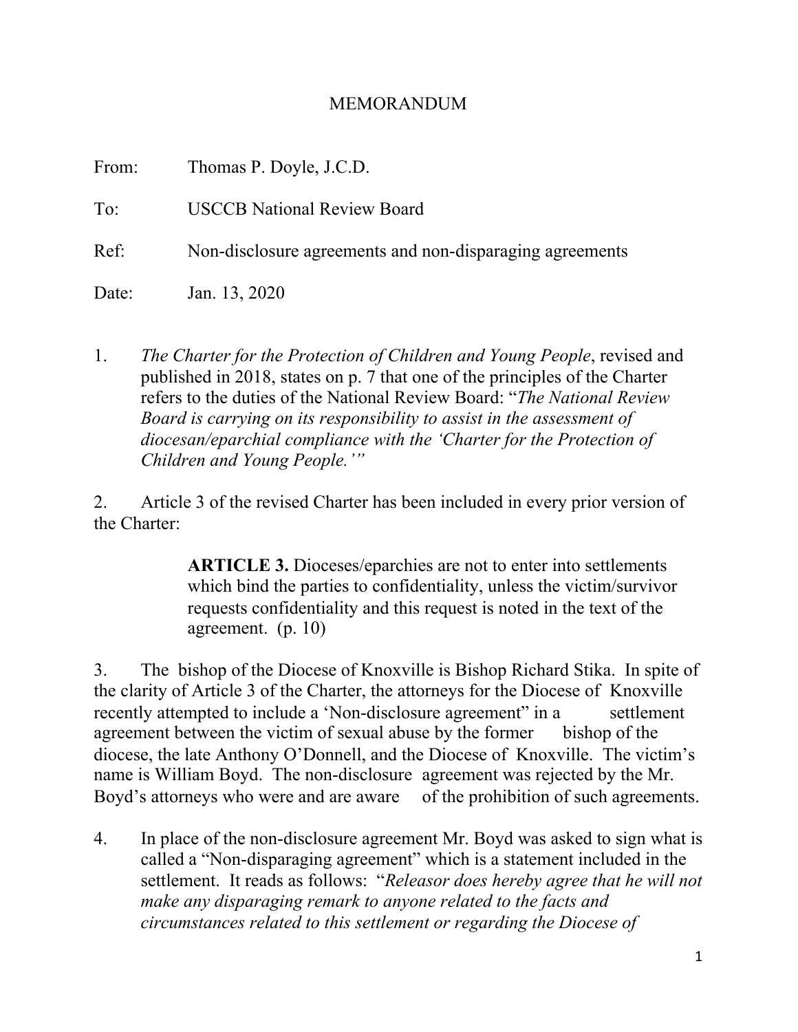MEMORANDUM

From: Thomas P. Doyle, J.C.D.

To: USCCB National Review Board

Ref: Non-disclosure agreements and non-disparaging agreements

Date: Jan. 13, 2020

1. *The Charter for the Protection of Children and Young People*, revised and published in 2018, states on p. 7 that one of the principles of the Charter refers to the duties of the National Review Board: "*The National Review Board is carrying on its responsibility to assist in the assessment of diocesan/eparchial compliance with the 'Charter for the Protection of Children and Young People.'*"

2. Article 3 of the revised Charter has been included in every prior version of the Charter:

> **ARTICLE 3.** Dioceses/eparchies are not to enter into settlements which bind the parties to confidentiality, unless the victim/survivor requests confidentiality and this request is noted in the text of the agreement. (p. 10)

3. The bishop of the Diocese of Knoxville is Bishop Richard Stika. In spite of the clarity of Article 3 of the Charter, the attorneys for the Diocese of Knoxville recently attempted to include a 'Non-disclosure agreement" in a settlement agreement between the victim of sexual abuse by the former bishop of the diocese, the late Anthony O'Donnell, and the Diocese of Knoxville. The victim's name is William Boyd. The non-disclosure agreement was rejected by the Mr. Boyd's attorneys who were and are aware of the prohibition of such agreements.

4. In place of the non-disclosure agreement Mr. Boyd was asked to sign what is called a "Non-disparaging agreement" which is a statement included in the settlement. It reads as follows: "*Releasor does hereby agree that he will not make any disparaging remark to anyone related to the facts and circumstances related to this settlement or regarding the Diocese of*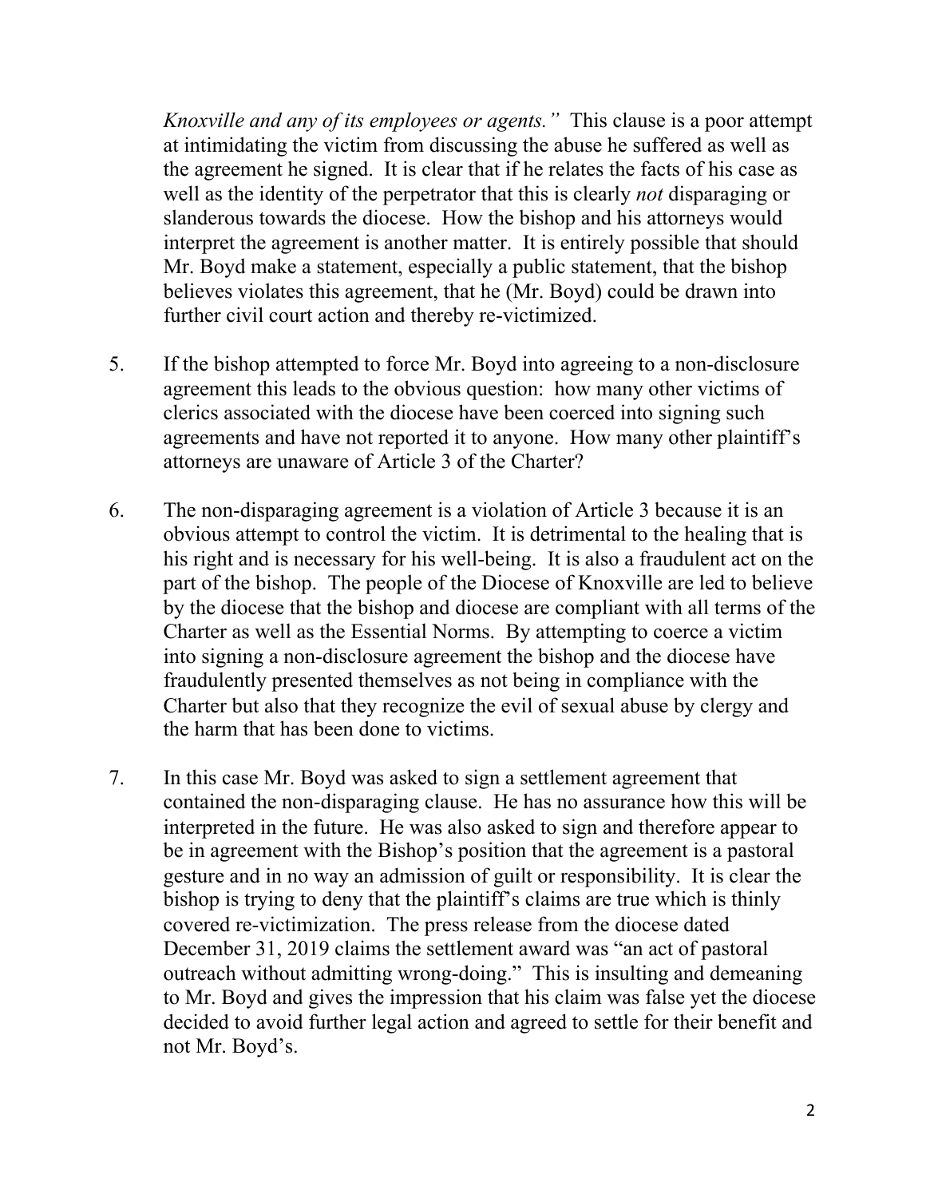*Knoxville and any of its employees or agents."* This clause is a poor attempt at intimidating the victim from discussing the abuse he suffered as well as the agreement he signed. It is clear that if he relates the facts of his case as well as the identity of the perpetrator that this is clearly *not* disparaging or slanderous towards the diocese. How the bishop and his attorneys would interpret the agreement is another matter. It is entirely possible that should Mr. Boyd make a statement, especially a public statement, that the bishop believes violates this agreement, that he (Mr. Boyd) could be drawn into further civil court action and thereby re-victimized.

5. If the bishop attempted to force Mr. Boyd into agreeing to a non-disclosure agreement this leads to the obvious question: how many other victims of clerics associated with the diocese have been coerced into signing such agreements and have not reported it to anyone. How many other plaintiff's attorneys are unaware of Article 3 of the Charter?

6. The non-disparaging agreement is a violation of Article 3 because it is an obvious attempt to control the victim. It is detrimental to the healing that is his right and is necessary for his well-being. It is also a fraudulent act on the part of the bishop. The people of the Diocese of Knoxville are led to believe by the diocese that the bishop and diocese are compliant with all terms of the Charter as well as the Essential Norms. By attempting to coerce a victim into signing a non-disclosure agreement the bishop and the diocese have fraudulently presented themselves as not being in compliance with the Charter but also that they recognize the evil of sexual abuse by clergy and the harm that has been done to victims.

7. In this case Mr. Boyd was asked to sign a settlement agreement that contained the non-disparaging clause. He has no assurance how this will be interpreted in the future. He was also asked to sign and therefore appear to be in agreement with the Bishop's position that the agreement is a pastoral gesture and in no way an admission of guilt or responsibility. It is clear the bishop is trying to deny that the plaintiff's claims are true which is thinly covered re-victimization. The press release from the diocese dated December 31, 2019 claims the settlement award was "an act of pastoral outreach without admitting wrong-doing." This is insulting and demeaning to Mr. Boyd and gives the impression that his claim was false yet the diocese decided to avoid further legal action and agreed to settle for their benefit and not Mr. Boyd's.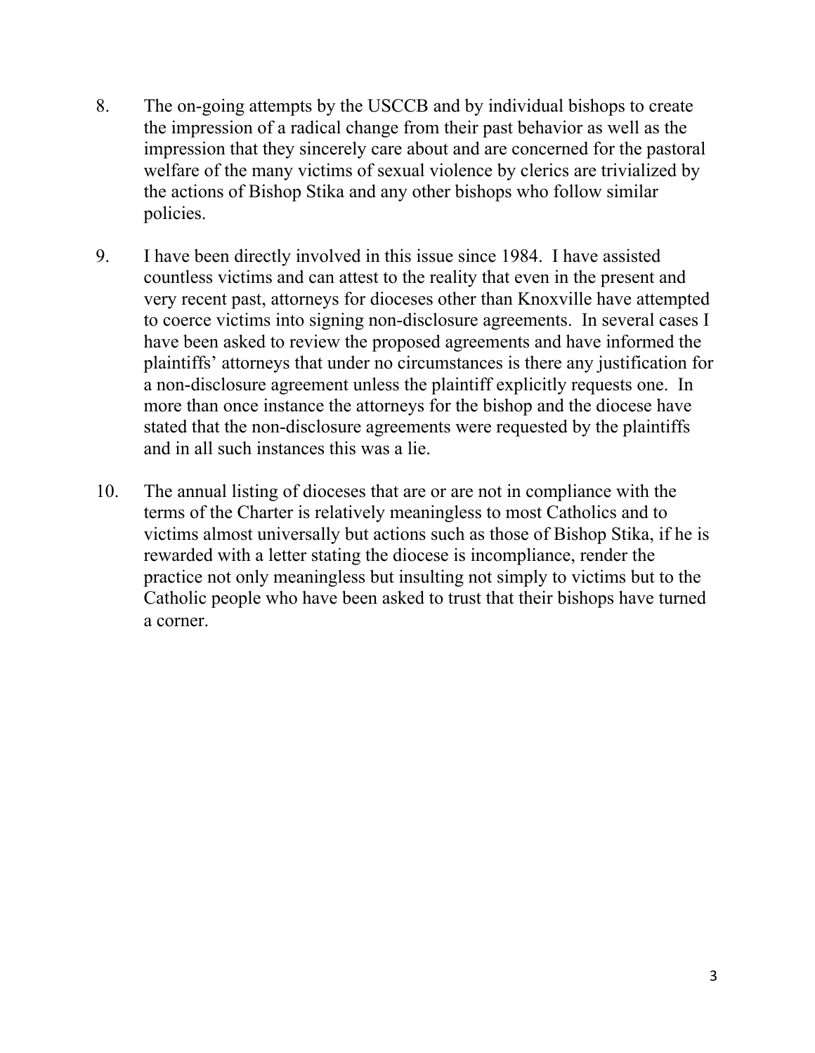8. The on-going attempts by the USCCB and by individual bishops to create the impression of a radical change from their past behavior as well as the impression that they sincerely care about and are concerned for the pastoral welfare of the many victims of sexual violence by clerics are trivialized by the actions of Bishop Stika and any other bishops who follow similar policies.

9. I have been directly involved in this issue since 1984. I have assisted countless victims and can attest to the reality that even in the present and very recent past, attorneys for dioceses other than Knoxville have attempted to coerce victims into signing non-disclosure agreements. In several cases I have been asked to review the proposed agreements and have informed the plaintiffs' attorneys that under no circumstances is there any justification for a non-disclosure agreement unless the plaintiff explicitly requests one. In more than once instance the attorneys for the bishop and the diocese have stated that the non-disclosure agreements were requested by the plaintiffs and in all such instances this was a lie.

10. The annual listing of dioceses that are or are not in compliance with the terms of the Charter is relatively meaningless to most Catholics and to victims almost universally but actions such as those of Bishop Stika, if he is rewarded with a letter stating the diocese is incompliance, render the practice not only meaningless but insulting not simply to victims but to the Catholic people who have been asked to trust that their bishops have turned a corner.